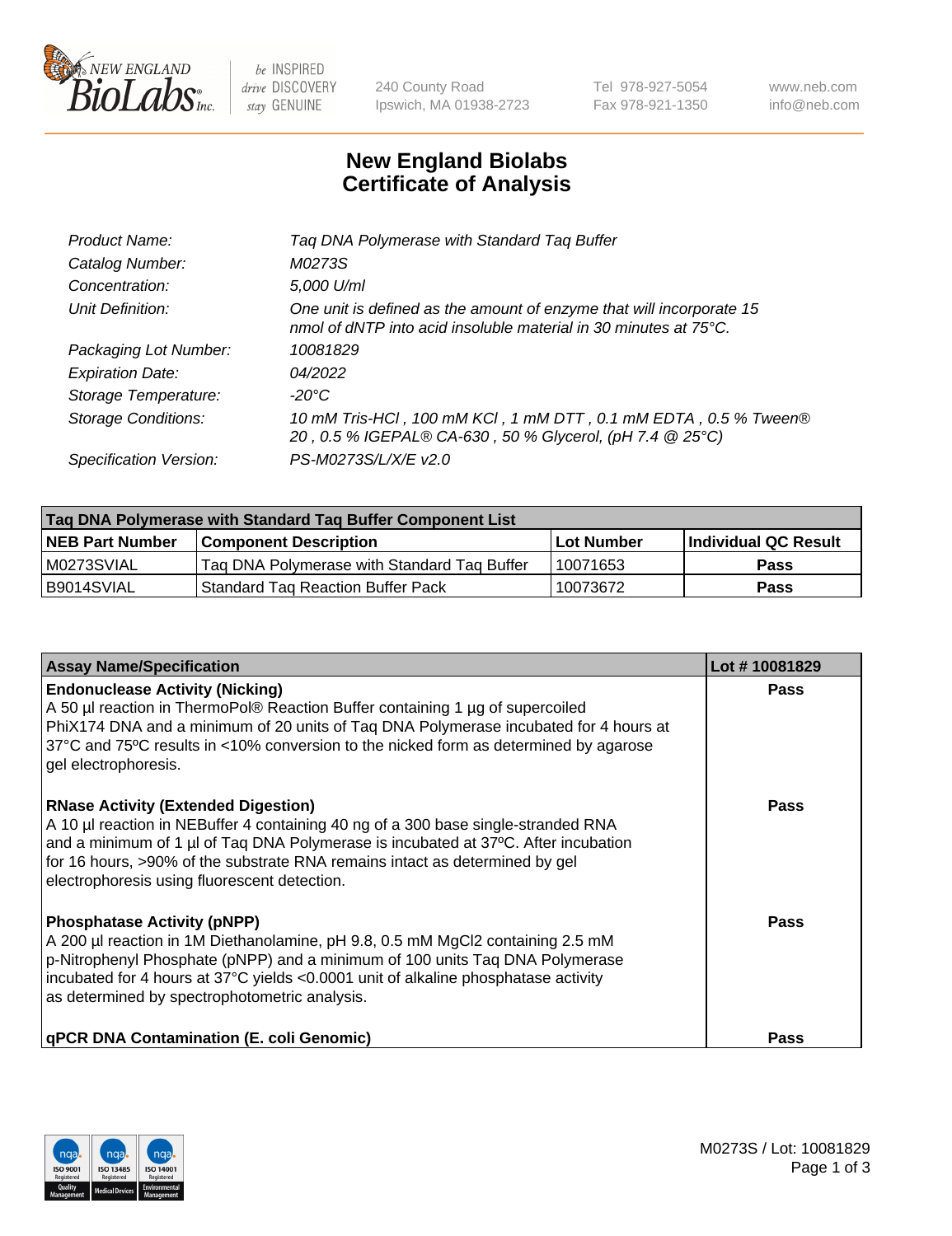# New England Biolabs Certificate of Analysis

| | |
|---|---|
| *Product Name:* | *Taq DNA Polymerase with Standard Taq Buffer* |
| *Catalog Number:* | *M0273S* |
| *Concentration:* | *5,000 U/ml* |
| *Unit Definition:* | *One unit is defined as the amount of enzyme that will incorporate 15 nmol of dNTP into acid insoluble material in 30 minutes at 75°C.* |
| *Packaging Lot Number:* | *10081829* |
| *Expiration Date:* | *04/2022* |
| *Storage Temperature:* | *-20°C* |
| *Storage Conditions:* | *10 mM Tris-HCl , 100 mM KCl , 1 mM DTT , 0.1 mM EDTA , 0.5 % Tween® 20 , 0.5 % IGEPAL® CA-630 , 50 % Glycerol, (pH 7.4 @ 25°C)* |
| *Specification Version:* | *PS-M0273S/L/X/E v2.0* |

| Taq DNA Polymerase with Standard Taq Buffer Component List | | | |
|---|---|---|---|
| **NEB Part Number** | **Component Description** | **Lot Number** | **Individual QC Result** |
| M0273SVIAL | Taq DNA Polymerase with Standard Taq Buffer | 10071653 | **Pass** |
| B9014SVIAL | Standard Taq Reaction Buffer Pack | 10073672 | **Pass** |

| Assay Name/Specification | Lot # 10081829 |
|---|---|
| **Endonuclease Activity (Nicking)**<br>A 50 µl reaction in ThermoPol® Reaction Buffer containing 1 µg of supercoiled PhiX174 DNA and a minimum of 20 units of Taq DNA Polymerase incubated for 4 hours at 37ºC and 75ºC results in <10% conversion to the nicked form as determined by agarose gel electrophoresis. | **Pass** |
| **RNase Activity (Extended Digestion)**<br>A 10 µl reaction in NEBuffer 4 containing 40 ng of a 300 base single-stranded RNA and a minimum of 1 µl of Taq DNA Polymerase is incubated at 37ºC. After incubation for 16 hours, >90% of the substrate RNA remains intact as determined by gel electrophoresis using fluorescent detection. | **Pass** |
| **Phosphatase Activity (pNPP)**<br>A 200 µl reaction in 1M Diethanolamine, pH 9.8, 0.5 mM $MgCl_2$ containing 2.5 mM p-Nitrophenyl Phosphate (pNPP) and a minimum of 100 units Taq DNA Polymerase incubated for 4 hours at 37°C yields <0.0001 unit of alkaline phosphatase activity as determined by spectrophotometric analysis. | **Pass** |
| **qPCR DNA Contamination (E. coli Genomic)** | **Pass** |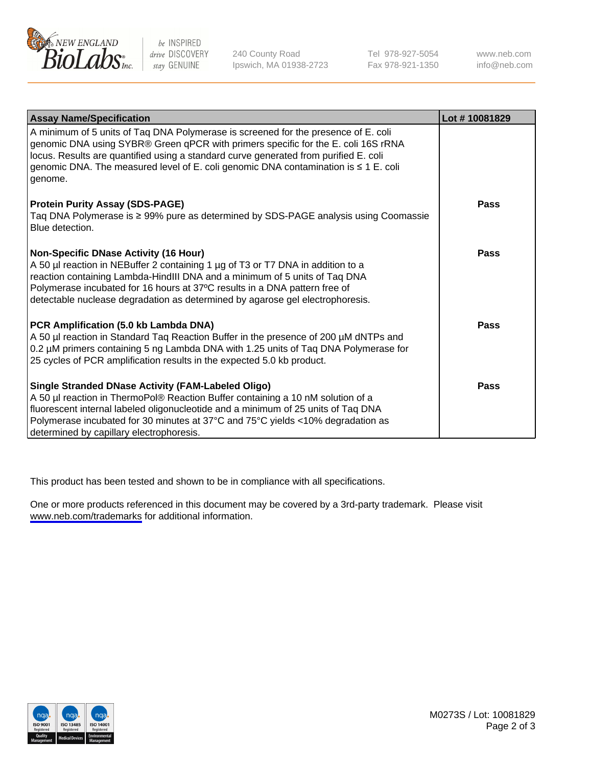| Assay Name/Specification | Lot # 10081829 |
|---|---|
| A minimum of 5 units of Taq DNA Polymerase is screened for the presence of E. coli genomic DNA using SYBR® Green qPCR with primers specific for the E. coli 16S rRNA locus. Results are quantified using a standard curve generated from purified E. coli genomic DNA. The measured level of E. coli genomic DNA contamination is ≤ 1 E. coli genome. | |
| **Protein Purity Assay (SDS-PAGE)**<br>Taq DNA Polymerase is ≥ 99% pure as determined by SDS-PAGE analysis using Coomassie Blue detection. | **Pass** |
| **Non-Specific DNase Activity (16 Hour)**<br>A 50 µl reaction in NEBuffer 2 containing 1 µg of T3 or T7 DNA in addition to a reaction containing Lambda-HindIII DNA and a minimum of 5 units of Taq DNA Polymerase incubated for 16 hours at 37ºC results in a DNA pattern free of detectable nuclease degradation as determined by agarose gel electrophoresis. | **Pass** |
| **PCR Amplification (5.0 kb Lambda DNA)**<br>A 50 µl reaction in Standard Taq Reaction Buffer in the presence of 200 µM dNTPs and 0.2 µM primers containing 5 ng Lambda DNA with 1.25 units of Taq DNA Polymerase for 25 cycles of PCR amplification results in the expected 5.0 kb product. | **Pass** |
| **Single Stranded DNase Activity (FAM-Labeled Oligo)**<br>A 50 µl reaction in ThermoPol® Reaction Buffer containing a 10 nM solution of a fluorescent internal labeled oligonucleotide and a minimum of 25 units of Taq DNA Polymerase incubated for 30 minutes at 37°C and 75°C yields <10% degradation as determined by capillary electrophoresis. | **Pass** |

This product has been tested and shown to be in compliance with all specifications.

One or more products referenced in this document may be covered by a 3rd-party trademark. Please visit www.neb.com/trademarks for additional information.

M0273S / Lot: 10081829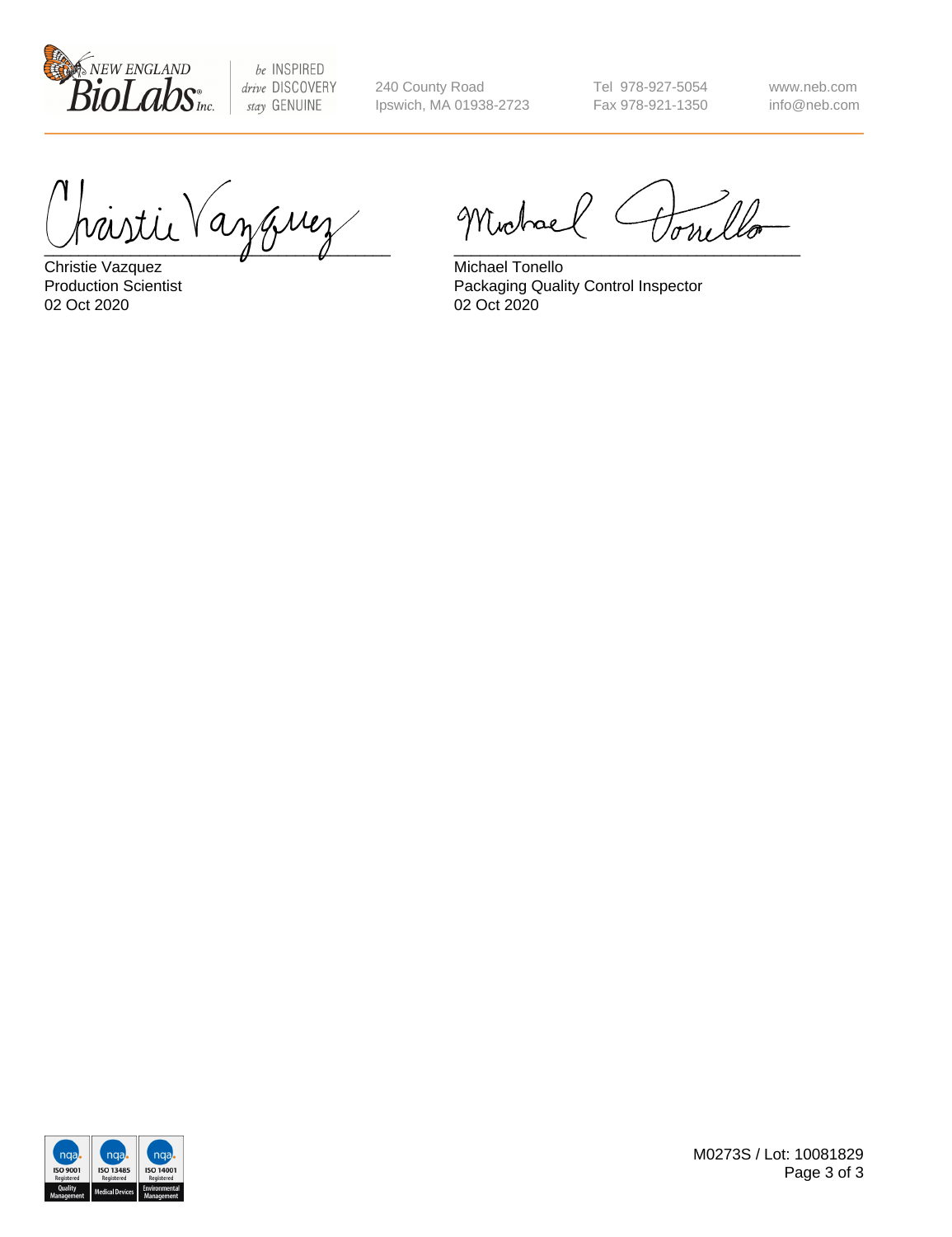NEW ENGLAND BioLabs Inc.

be INSPIRED
drive DISCOVERY
stay GENUINE

240 County Road
Ipswich, MA 01938-2723

Tel 978-927-5054
Fax 978-921-1350

www.neb.com
info@neb.com

Christie Vazquez
Production Scientist
02 Oct 2020

Michael Tonello
Packaging Quality Control Inspector
02 Oct 2020

M0273S / Lot: 10081829